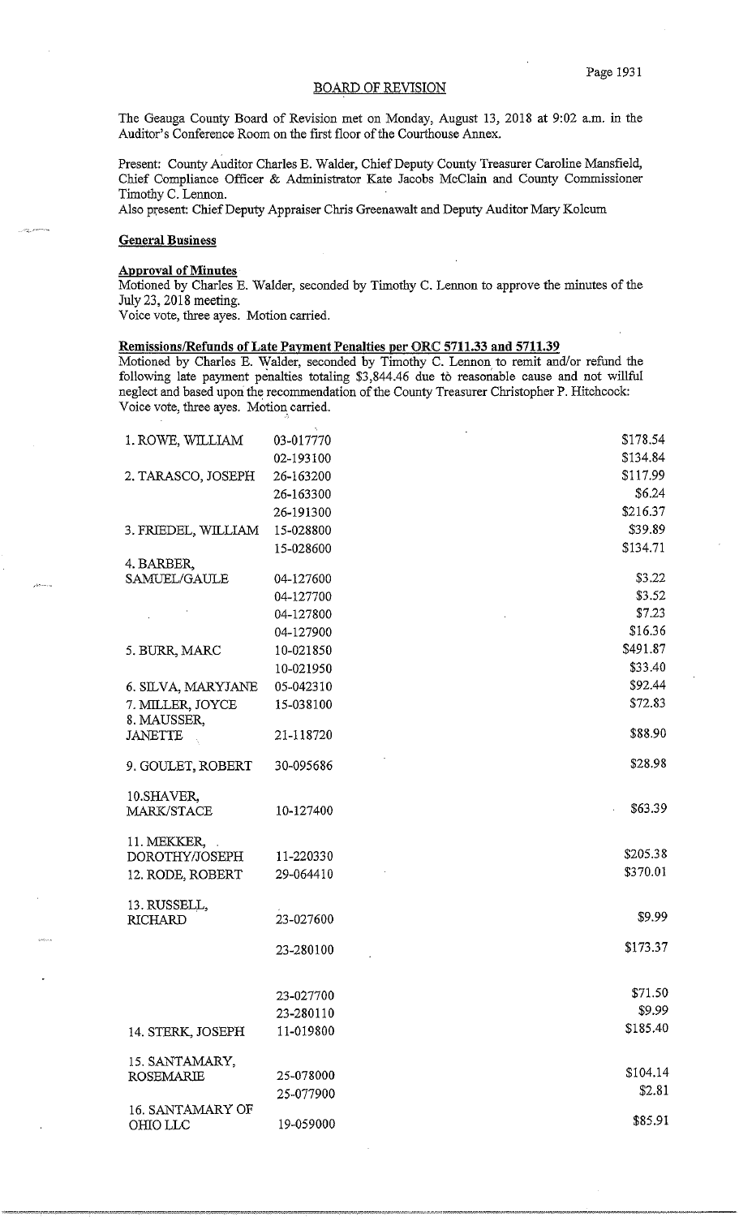# BOARD OF REVISION

The Geauga County Board of Revision met on Monday, August 13, 2018 at 9:02 a.m. in the Auditor's Conference Room on the first floor of the Courthouse Annex.

Present: County Auditor Charles E. Walder, Chief Deputy County Treasurer Caroline Mansfield, Chief Compliance Officer & Administrator Kate Jacobs McClain and County Commissioner Timothy C. Lennon.
Also present: Chief Deputy Appraiser Chris Greenawalt and Deputy Auditor Mary Kolcum

## General Business

### Approval of Minutes

Motioned by Charles E. Walder, seconded by Timothy C. Lennon to approve the minutes of the July 23, 2018 meeting.
Voice vote, three ayes. Motion carried.

### Remissions/Refunds of Late Payment Penalties per ORC 5711.33 and 5711.39

Motioned by Charles E. Walder, seconded by Timothy C. Lennon to remit and/or refund the following late payment penalties totaling $3,844.46 due to reasonable cause and not willful neglect and based upon the recommendation of the County Treasurer Christopher P. Hitchcock:
Voice vote, three ayes. Motion carried.

| Name | Parcel | Amount |
|---|---|---|
| 1. ROWE, WILLIAM | 03-017770 | $178.54 |
| | 02-193100 | $134.84 |
| 2. TARASCO, JOSEPH | 26-163200 | $117.99 |
| | 26-163300 | $6.24 |
| | 26-191300 | $216.37 |
| 3. FRIEDEL, WILLIAM | 15-028800 | $39.89 |
| | 15-028600 | $134.71 |
| 4. BARBER, SAMUEL/GAULE | 04-127600 | $3.22 |
| | 04-127700 | $3.52 |
| | 04-127800 | $7.23 |
| | 04-127900 | $16.36 |
| 5. BURR, MARC | 10-021850 | $491.87 |
| | 10-021950 | $33.40 |
| 6. SILVA, MARYJANE | 05-042310 | $92.44 |
| 7. MILLER, JOYCE | 15-038100 | $72.83 |
| 8. MAUSSER, JANETTE | 21-118720 | $88.90 |
| 9. GOULET, ROBERT | 30-095686 | $28.98 |
| 10.SHAVER, MARK/STACE | 10-127400 | $63.39 |
| 11. MEKKER, DOROTHY/JOSEPH | 11-220330 | $205.38 |
| 12. RODE, ROBERT | 29-064410 | $370.01 |
| 13. RUSSELL, RICHARD | 23-027600 | $9.99 |
| | 23-280100 | $173.37 |
| | 23-027700 | $71.50 |
| | 23-280110 | $9.99 |
| 14. STERK, JOSEPH | 11-019800 | $185.40 |
| 15. SANTAMARY, ROSEMARIE | 25-078000 | $104.14 |
| | 25-077900 | $2.81 |
| 16. SANTAMARY OF OHIO LLC | 19-059000 | $85.91 |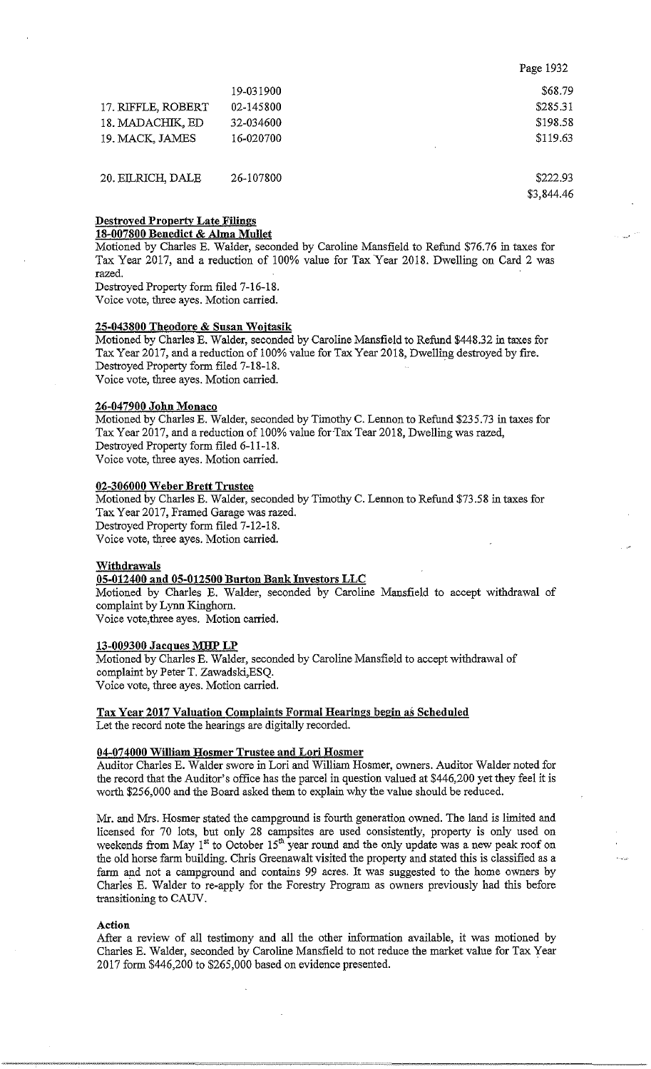| | | |
|---|---|---|
| | 19-031900 | $68.79 |
| 17. RIFFLE, ROBERT | 02-145800 | $285.31 |
| 18. MADACHIK, ED | 32-034600 | $198.58 |
| 19. MACK, JAMES | 16-020700 | $119.63 |
| 20. EILRICH, DALE | 26-107800 | $222.93 |
| | | $3,844.46 |

**Destroyed Property Late Filings**

**18-007800 Benedict & Alma Mullet**

Motioned by Charles E. Walder, seconded by Caroline Mansfield to Refund $76.76 in taxes for Tax Year 2017, and a reduction of 100% value for Tax Year 2018. Dwelling on Card 2 was razed.
Destroyed Property form filed 7-16-18.
Voice vote, three ayes. Motion carried.

**25-043800 Theodore & Susan Wojtasik**

Motioned by Charles E. Walder, seconded by Caroline Mansfield to Refund $448.32 in taxes for Tax Year 2017, and a reduction of 100% value for Tax Year 2018, Dwelling destroyed by fire.
Destroyed Property form filed 7-18-18.
Voice vote, three ayes. Motion carried.

**26-047900 John Monaco**

Motioned by Charles E. Walder, seconded by Timothy C. Lennon to Refund $235.73 in taxes for Tax Year 2017, and a reduction of 100% value for Tax Tear 2018, Dwelling was razed,
Destroyed Property form filed 6-11-18.
Voice vote, three ayes. Motion carried.

**02-306000 Weber Brett Trustee**

Motioned by Charles E. Walder, seconded by Timothy C. Lennon to Refund $73.58 in taxes for Tax Year 2017, Framed Garage was razed.
Destroyed Property form filed 7-12-18.
Voice vote, three ayes. Motion carried.

**Withdrawals**

**05-012400 and 05-012500 Burton Bank Investors LLC**

Motioned by Charles E. Walder, seconded by Caroline Mansfield to accept withdrawal of complaint by Lynn Kinghorn.
Voice vote,three ayes. Motion carried.

**13-009300 Jacques MHP LP**

Motioned by Charles E. Walder, seconded by Caroline Mansfield to accept withdrawal of complaint by Peter T. Zawadski,ESQ.
Voice vote, three ayes. Motion carried.

**Tax Year 2017 Valuation Complaints Formal Hearings begin as Scheduled**

Let the record note the hearings are digitally recorded.

**04-074000 William Hosmer Trustee and Lori Hosmer**

Auditor Charles E. Walder swore in Lori and William Hosmer, owners. Auditor Walder noted for the record that the Auditor's office has the parcel in question valued at $446,200 yet they feel it is worth $256,000 and the Board asked them to explain why the value should be reduced.

Mr. and Mrs. Hosmer stated the campground is fourth generation owned. The land is limited and licensed for 70 lots, but only 28 campsites are used consistently, property is only used on weekends from May 1st to October 15th year round and the only update was a new peak roof on the old horse farm building. Chris Greenawalt visited the property and stated this is classified as a farm and not a campground and contains 99 acres. It was suggested to the home owners by Charles E. Walder to re-apply for the Forestry Program as owners previously had this before transitioning to CAUV.

**Action**

After a review of all testimony and all the other information available, it was motioned by Charles E. Walder, seconded by Caroline Mansfield to not reduce the market value for Tax Year 2017 form $446,200 to $265,000 based on evidence presented.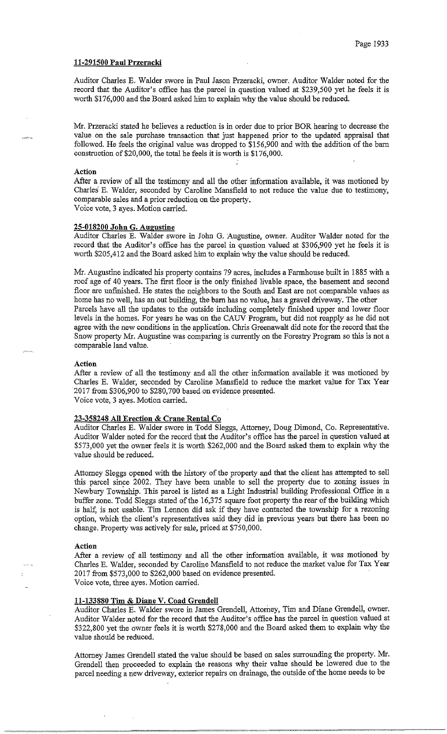#### 11-291500 Paul Przeracki

Auditor Charles E. Walder swore in Paul Jason Przeracki, owner. Auditor Walder noted for the record that the Auditor's office has the parcel in question valued at $239,500 yet he feels it is worth $176,000 and the Board asked him to explain why the value should be reduced.

Mr. Przeracki stated he believes a reduction is in order due to prior BOR hearing to decrease the value on the sale purchase transaction that just happened prior to the updated appraisal that followed. He feels the original value was dropped to $156,900 and with the addition of the barn construction of $20,000, the total he feels it is worth is $176,000.

**Action**

After a review of all the testimony and all the other information available, it was motioned by Charles E. Walder, seconded by Caroline Mansfield to not reduce the value due to testimony, comparable sales and a prior reduction on the property.
Voice vote, 3 ayes. Motion carried.

#### 25-018200 John G. Augustine

Auditor Charles E. Walder swore in John G. Augustine, owner. Auditor Walder noted for the record that the Auditor's office has the parcel in question valued at $306,900 yet he feels it is worth $205,412 and the Board asked him to explain why the value should be reduced.

Mr. Augustine indicated his property contains 79 acres, includes a Farmhouse built in 1885 with a roof age of 40 years. The first floor is the only finished livable space, the basement and second floor are unfinished. He states the neighbors to the South and East are not comparable values as home has no well, has an out building, the barn has no value, has a gravel driveway. The other Parcels have all the updates to the outside including completely finished upper and lower floor levels in the homes. For years he was on the CAUV Program, but did not reapply as he did not agree with the new conditions in the application. Chris Greenawalt did note for the record that the Snow property Mr. Augustine was comparing is currently on the Forestry Program so this is not a comparable land value.

**Action**

After a review of all the testimony and all the other information available it was motioned by Charles E. Walder, seconded by Caroline Mansfield to reduce the market value for Tax Year 2017 from $306,900 to $280,700 based on evidence presented.
Voice vote, 3 ayes. Motion carried.

#### 23-358248 All Erection & Crane Rental Co

Auditor Charles E. Walder swore in Todd Sleggs, Attorney, Doug Dimond, Co. Representative. Auditor Walder noted for the record that the Auditor's office has the parcel in question valued at $573,000 yet the owner feels it is worth $262,000 and the Board asked them to explain why the value should be reduced.

Attorney Sleggs opened with the history of the property and that the client has attempted to sell this parcel since 2002. They have been unable to sell the property due to zoning issues in Newbury Township. This parcel is listed as a Light Industrial building Professional Office in a buffer zone. Todd Sleggs stated of the 16,375 square foot property the rear of the building which is half, is not usable. Tim Lennon did ask if they have contacted the township for a rezoning option, which the client's representatives said they did in previous years but there has been no change. Property was actively for sale, priced at $750,000.

**Action**

After a review of all testimony and all the other information available, it was motioned by Charles E. Walder, seconded by Caroline Mansfield to not reduce the market value for Tax Year 2017 from $573,000 to $262,000 based on evidence presented.
Voice vote, three ayes. Motion carried.

#### 11-133880 Tim & Diane V. Coad Grendell

Auditor Charles E. Walder swore in James Grendell, Attorney, Tim and Diane Grendell, owner. Auditor Walder noted for the record that the Auditor's office has the parcel in question valued at $322,800 yet the owner feels it is worth $278,000 and the Board asked them to explain why the value should be reduced.

Attorney James Grendell stated the value should be based on sales surrounding the property. Mr. Grendell then proceeded to explain the reasons why their value should be lowered due to the parcel needing a new driveway, exterior repairs on drainage, the outside of the home needs to be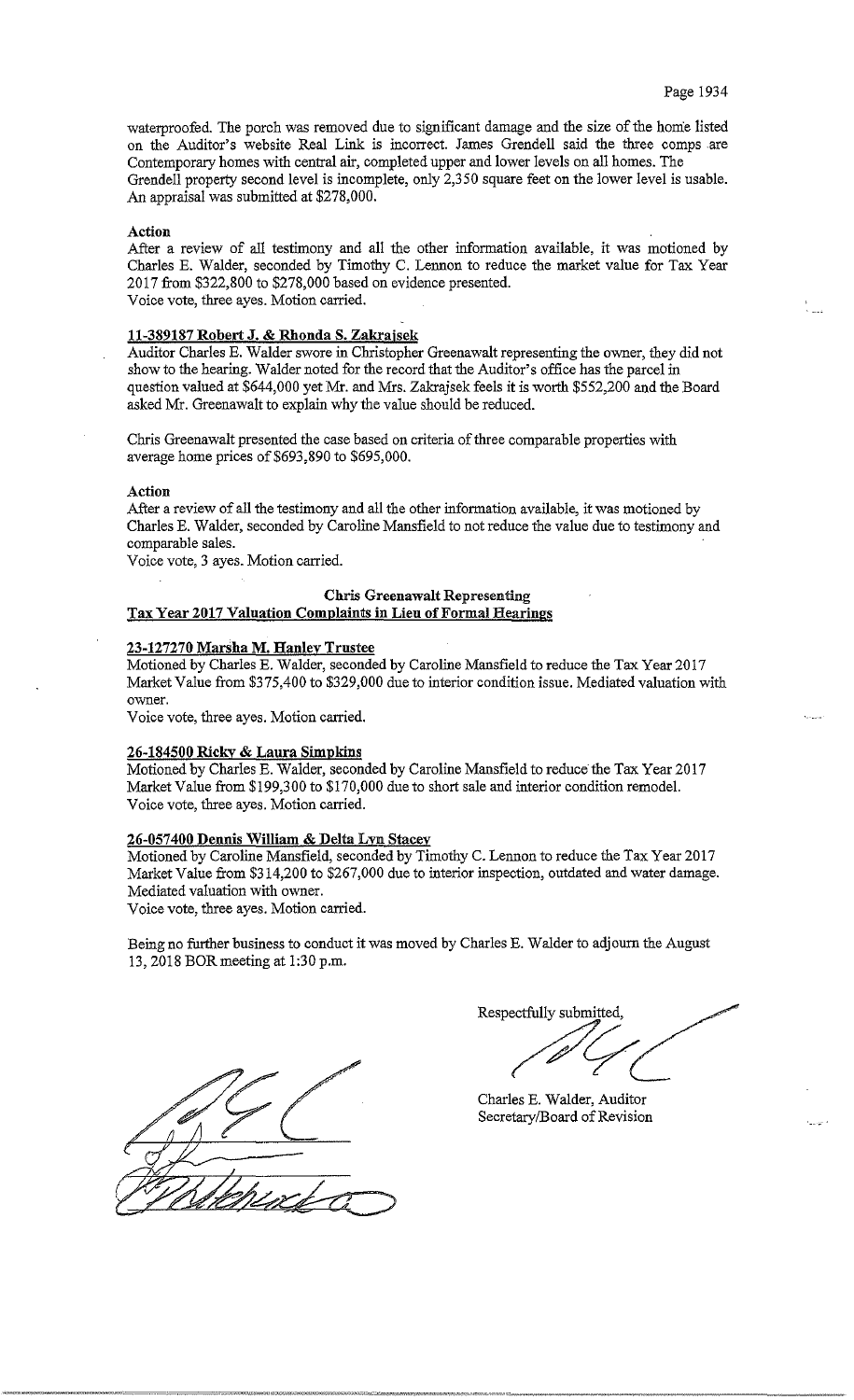waterproofed. The porch was removed due to significant damage and the size of the home listed on the Auditor's website Real Link is incorrect. James Grendell said the three comps are Contemporary homes with central air, completed upper and lower levels on all homes. The Grendell property second level is incomplete, only 2,350 square feet on the lower level is usable. An appraisal was submitted at $278,000.

**Action**

After a review of all testimony and all the other information available, it was motioned by Charles E. Walder, seconded by Timothy C. Lennon to reduce the market value for Tax Year 2017 from $322,800 to $278,000 based on evidence presented.
Voice vote, three ayes. Motion carried.

**11-389187 Robert J. & Rhonda S. Zakrajsek**

Auditor Charles E. Walder swore in Christopher Greenawalt representing the owner, they did not show to the hearing. Walder noted for the record that the Auditor's office has the parcel in question valued at $644,000 yet Mr. and Mrs. Zakrajsek feels it is worth $552,200 and the Board asked Mr. Greenawalt to explain why the value should be reduced.

Chris Greenawalt presented the case based on criteria of three comparable properties with average home prices of $693,890 to $695,000.

**Action**

After a review of all the testimony and all the other information available, it was motioned by Charles E. Walder, seconded by Caroline Mansfield to not reduce the value due to testimony and comparable sales.
Voice vote, 3 ayes. Motion carried.

**Chris Greenawalt Representing**
**Tax Year 2017 Valuation Complaints in Lieu of Formal Hearings**

**23-127270 Marsha M. Hanley Trustee**

Motioned by Charles E. Walder, seconded by Caroline Mansfield to reduce the Tax Year 2017 Market Value from $375,400 to $329,000 due to interior condition issue. Mediated valuation with owner.
Voice vote, three ayes. Motion carried.

**26-184500 Ricky & Laura Simpkins**

Motioned by Charles E. Walder, seconded by Caroline Mansfield to reduce the Tax Year 2017 Market Value from $199,300 to $170,000 due to short sale and interior condition remodel.
Voice vote, three ayes. Motion carried.

**26-057400 Dennis William & Delta Lyn Stacey**

Motioned by Caroline Mansfield, seconded by Timothy C. Lennon to reduce the Tax Year 2017 Market Value from $314,200 to $267,000 due to interior inspection, outdated and water damage. Mediated valuation with owner.
Voice vote, three ayes. Motion carried.

Being no further business to conduct it was moved by Charles E. Walder to adjourn the August 13, 2018 BOR meeting at 1:30 p.m.

Respectfully submitted,

Charles E. Walder, Auditor
Secretary/Board of Revision